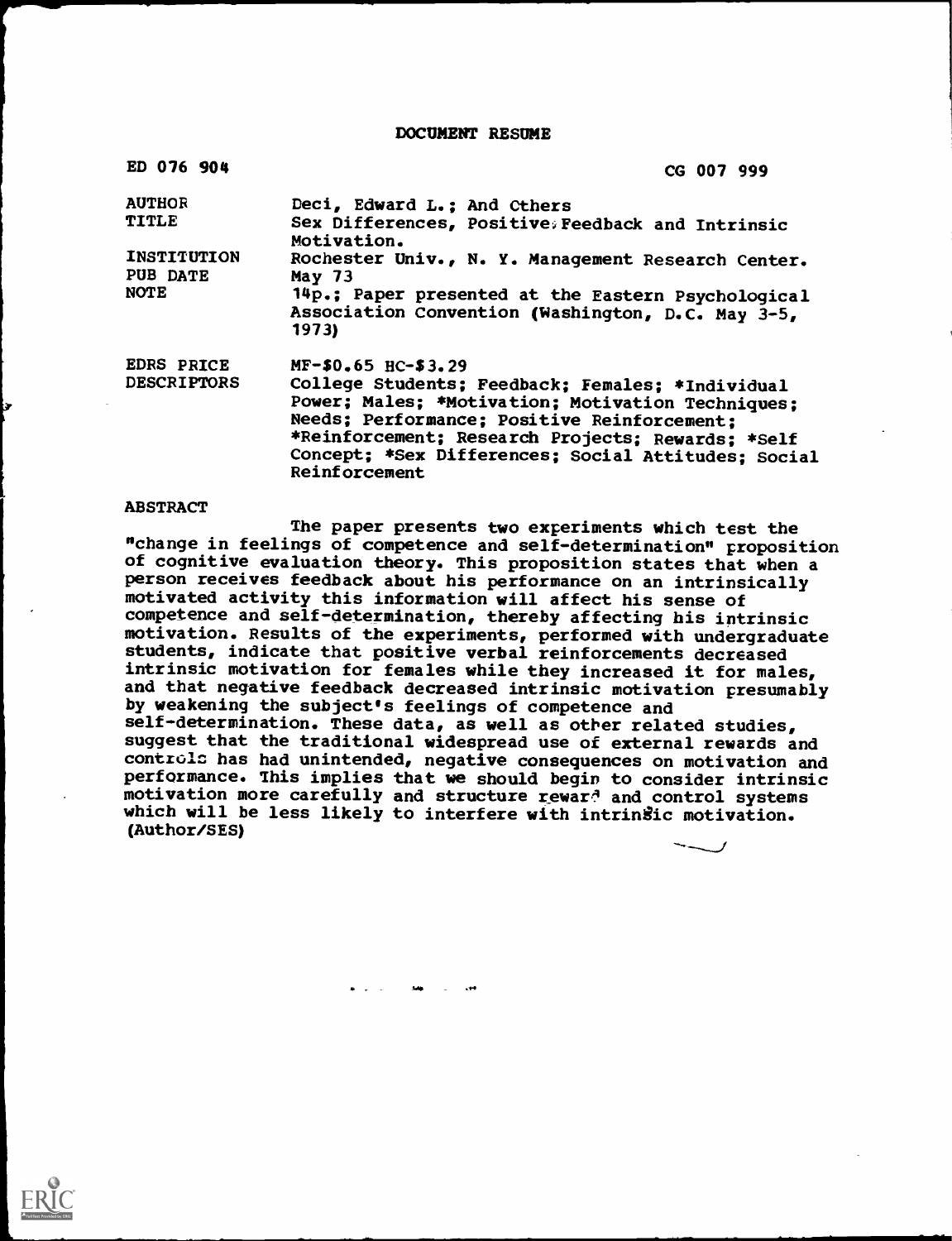# DOCUMENT RESUME

| | |
|---|---|
| ED 076 904 | CG 007 999 |
| AUTHOR | Deci, Edward L.; And Others |
| TITLE | Sex Differences, Positive Feedback and Intrinsic Motivation. |
| INSTITUTION | Rochester Univ., N. Y. Management Research Center. |
| PUB DATE | May 73 |
| NOTE | 14p.; Paper presented at the Eastern Psychological Association Convention (Washington, D.C. May 3-5, 1973) |
| EDRS PRICE | MF-$0.65 HC-$3.29 |
| DESCRIPTORS | College Students; Feedback; Females; *Individual Power; Males; *Motivation; Motivation Techniques; Needs; Performance; Positive Reinforcement; *Reinforcement; Research Projects; Rewards; *Self Concept; *Sex Differences; Social Attitudes; Social Reinforcement |

## ABSTRACT

The paper presents two experiments which test the "change in feelings of competence and self-determination" proposition of cognitive evaluation theory. This proposition states that when a person receives feedback about his performance on an intrinsically motivated activity this information will affect his sense of competence and self-determination, thereby affecting his intrinsic motivation. Results of the experiments, performed with undergraduate students, indicate that positive verbal reinforcements decreased intrinsic motivation for females while they increased it for males, and that negative feedback decreased intrinsic motivation presumably by weakening the subject's feelings of competence and self-determination. These data, as well as other related studies, suggest that the traditional widespread use of external rewards and controls has had unintended, negative consequences on motivation and performance. This implies that we should begin to consider intrinsic motivation more carefully and structure reward and control systems which will be less likely to interfere with intrinsic motivation. (Author/SES)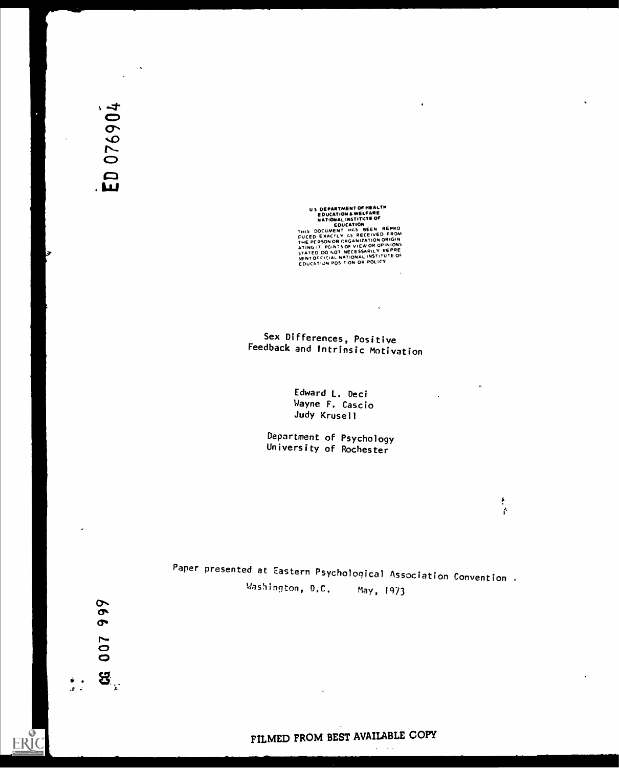ED 076904

US DEPARTMENT OF HEALTH
EDUCATION & WELFARE
NATIONAL INSTITUTE OF
EDUCATION
THIS DOCUMENT HAS BEEN REPRODUCED EXACTLY AS RECEIVED FROM
THE PERSON OR ORGANIZATION ORIGINATING IT. POINTS OF VIEW OR OPINIONS
STATED DO NOT NECESSARILY REPRESENT OFFICIAL NATIONAL INSTITUTE OF
EDUCATION POSITION OR POLICY

# Sex Differences, Positive Feedback and Intrinsic Motivation

Edward L. Deci
Wayne F. Cascio
Judy Krusell

Department of Psychology
University of Rochester

Paper presented at Eastern Psychological Association Convention .
Washington, D.C. May, 1973

CG 007 999

FILMED FROM BEST AVAILABLE COPY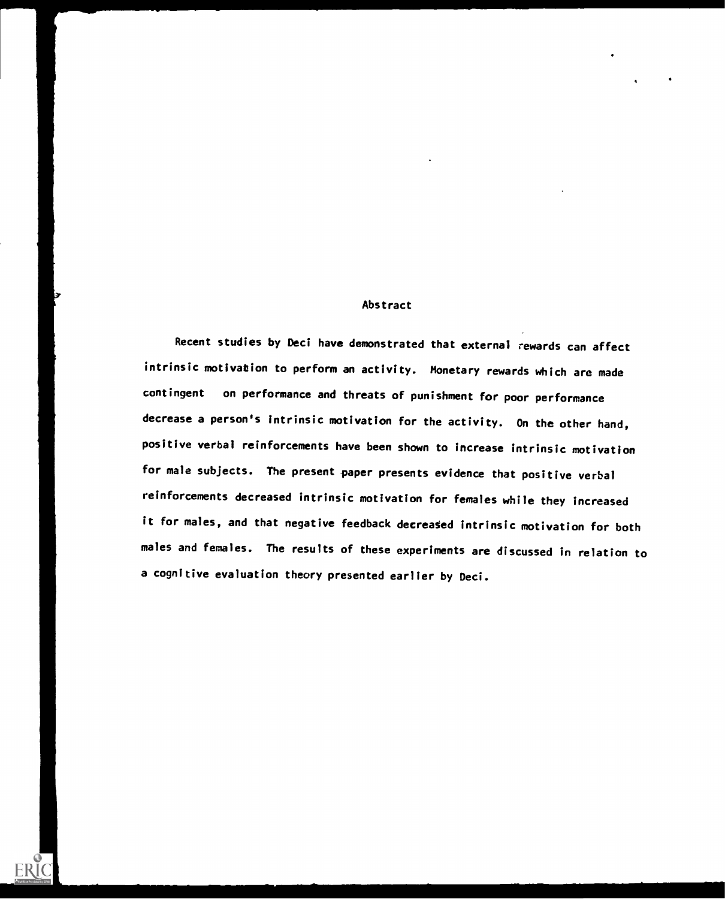## Abstract

Recent studies by Deci have demonstrated that external rewards can affect intrinsic motivation to perform an activity. Monetary rewards which are made contingent on performance and threats of punishment for poor performance decrease a person's intrinsic motivation for the activity. On the other hand, positive verbal reinforcements have been shown to increase intrinsic motivation for male subjects. The present paper presents evidence that positive verbal reinforcements decreased intrinsic motivation for females while they increased it for males, and that negative feedback decreased intrinsic motivation for both males and females. The results of these experiments are discussed in relation to a cognitive evaluation theory presented earlier by Deci.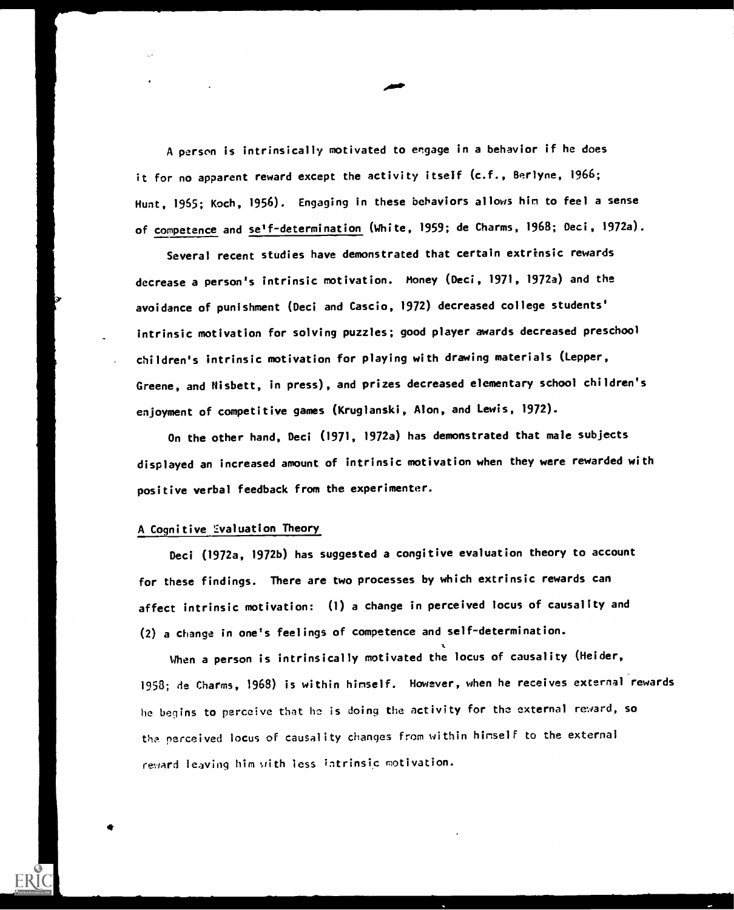A person is intrinsically motivated to engage in a behavior if he does it for no apparent reward except the activity itself (c.f., Berlyne, 1966; Hunt, 1965; Koch, 1956). Engaging in these behaviors allows him to feel a sense of competence and self-determination (White, 1959; de Charms, 1968; Deci, 1972a).

Several recent studies have demonstrated that certain extrinsic rewards decrease a person's intrinsic motivation. Money (Deci, 1971, 1972a) and the avoidance of punishment (Deci and Cascio, 1972) decreased college students' intrinsic motivation for solving puzzles; good player awards decreased preschool children's intrinsic motivation for playing with drawing materials (Lepper, Greene, and Nisbett, in press), and prizes decreased elementary school children's enjoyment of competitive games (Kruglanski, Alon, and Lewis, 1972).

On the other hand, Deci (1971, 1972a) has demonstrated that male subjects displayed an increased amount of intrinsic motivation when they were rewarded with positive verbal feedback from the experimenter.

## A Cognitive Evaluation Theory

Deci (1972a, 1972b) has suggested a congitive evaluation theory to account for these findings. There are two processes by which extrinsic rewards can affect intrinsic motivation: (1) a change in perceived locus of causality and (2) a change in one's feelings of competence and self-determination.

When a person is intrinsically motivated the locus of causality (Heider, 1958; de Charms, 1968) is within himself. However, when he receives external rewards he begins to perceive that he is doing the activity for the external reward, so the perceived locus of causality changes from within himself to the external reward leaving him with less intrinsic motivation.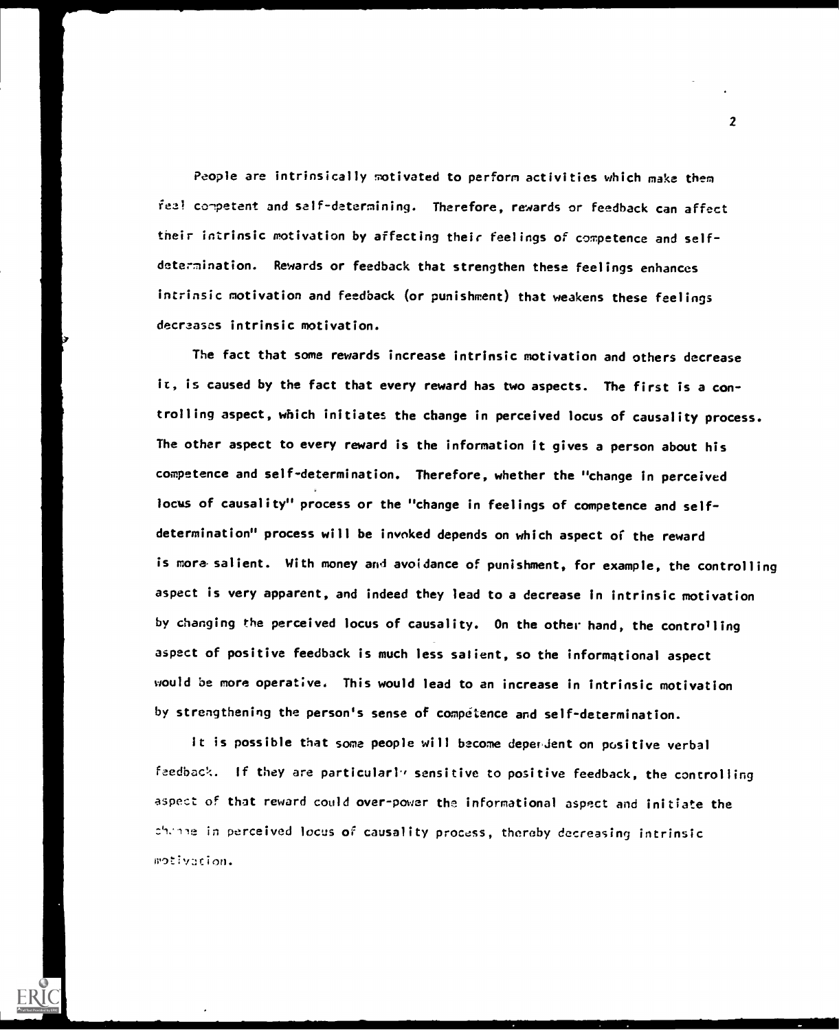People are intrinsically motivated to perform activities which make them feel competent and self-determining. Therefore, rewards or feedback can affect their intrinsic motivation by affecting their feelings of competence and self-determination. Rewards or feedback that strengthen these feelings enhances intrinsic motivation and feedback (or punishment) that weakens these feelings decreases intrinsic motivation.

The fact that some rewards increase intrinsic motivation and others decrease it, is caused by the fact that every reward has two aspects. The first is a controlling aspect, which initiates the change in perceived locus of causality process. The other aspect to every reward is the information it gives a person about his competence and self-determination. Therefore, whether the "change in perceived locus of causality" process or the "change in feelings of competence and self-determination" process will be invoked depends on which aspect of the reward is more salient. With money and avoidance of punishment, for example, the controlling aspect is very apparent, and indeed they lead to a decrease in intrinsic motivation by changing the perceived locus of causality. On the other hand, the controlling aspect of positive feedback is much less salient, so the informational aspect would be more operative. This would lead to an increase in intrinsic motivation by strengthening the person's sense of competence and self-determination.

It is possible that some people will become dependent on positive verbal feedback. If they are particularly sensitive to positive feedback, the controlling aspect of that reward could over-power the informational aspect and initiate the change in perceived locus of causality process, thereby decreasing intrinsic motivation.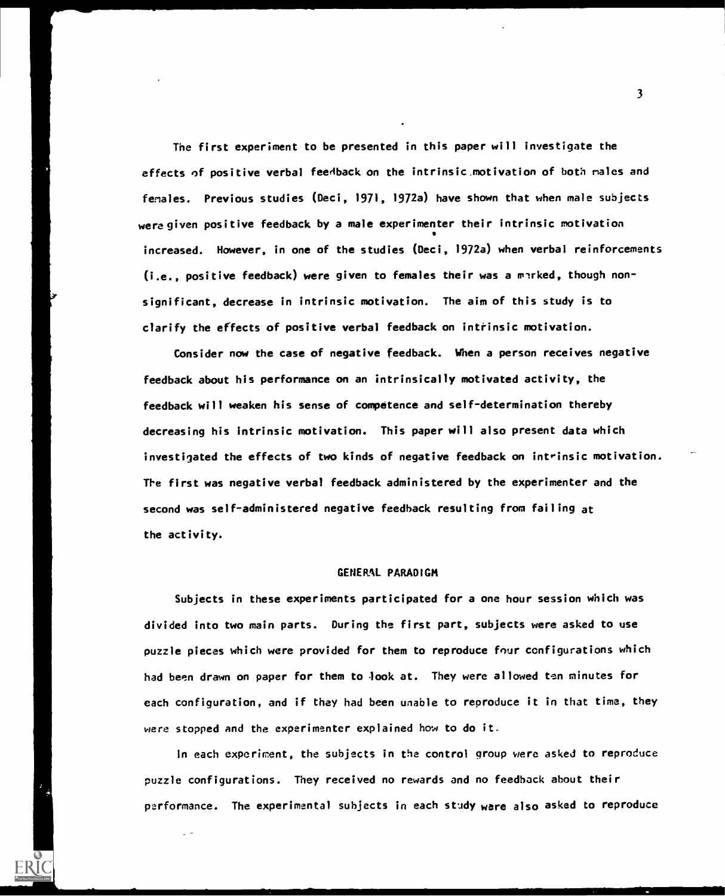The first experiment to be presented in this paper will investigate the effects of positive verbal feedback on the intrinsic motivation of both males and females. Previous studies (Deci, 1971, 1972a) have shown that when male subjects were given positive feedback by a male experimenter their intrinsic motivation increased. However, in one of the studies (Deci, 1972a) when verbal reinforcements (i.e., positive feedback) were given to females their was a marked, though non-significant, decrease in intrinsic motivation. The aim of this study is to clarify the effects of positive verbal feedback on intrinsic motivation.

Consider now the case of negative feedback. When a person receives negative feedback about his performance on an intrinsically motivated activity, the feedback will weaken his sense of competence and self-determination thereby decreasing his intrinsic motivation. This paper will also present data which investigated the effects of two kinds of negative feedback on intrinsic motivation. The first was negative verbal feedback administered by the experimenter and the second was self-administered negative feedback resulting from failing at the activity.

## GENERAL PARADIGM

Subjects in these experiments participated for a one hour session which was divided into two main parts. During the first part, subjects were asked to use puzzle pieces which were provided for them to reproduce four configurations which had been drawn on paper for them to look at. They were allowed ten minutes for each configuration, and if they had been unable to reproduce it in that time, they were stopped and the experimenter explained how to do it.

In each experiment, the subjects in the control group were asked to reproduce puzzle configurations. They received no rewards and no feedback about their performance. The experimental subjects in each study were also asked to reproduce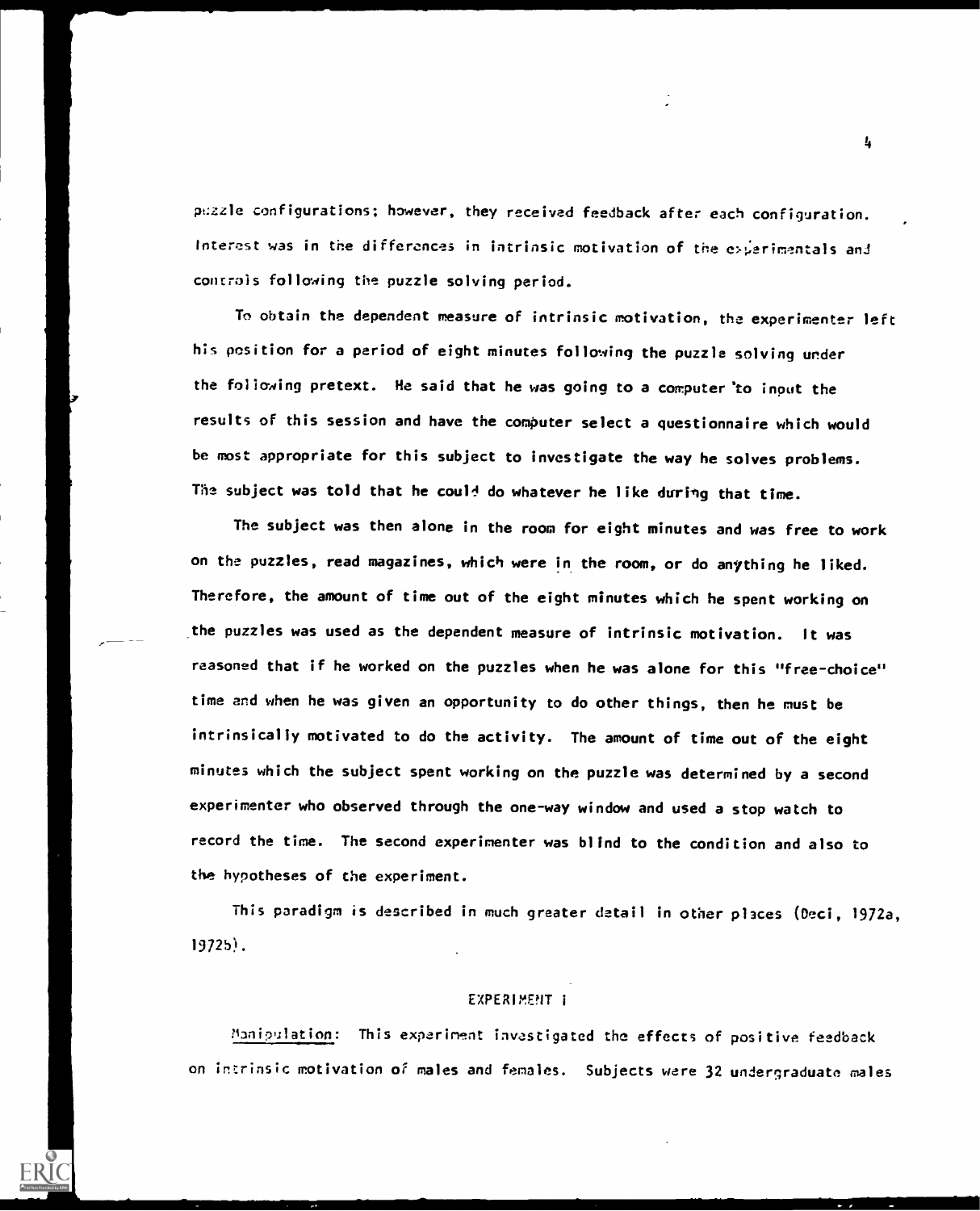puzzle configurations; however, they received feedback after each configuration. Interest was in the differences in intrinsic motivation of the experimentals and controls following the puzzle solving period.

To obtain the dependent measure of intrinsic motivation, the experimenter left his position for a period of eight minutes following the puzzle solving under the following pretext. He said that he was going to a computer to input the results of this session and have the computer select a questionnaire which would be most appropriate for this subject to investigate the way he solves problems. The subject was told that he could do whatever he like during that time.

The subject was then alone in the room for eight minutes and was free to work on the puzzles, read magazines, which were in the room, or do anything he liked. Therefore, the amount of time out of the eight minutes which he spent working on the puzzles was used as the dependent measure of intrinsic motivation. It was reasoned that if he worked on the puzzles when he was alone for this "free-choice" time and when he was given an opportunity to do other things, then he must be intrinsically motivated to do the activity. The amount of time out of the eight minutes which the subject spent working on the puzzle was determined by a second experimenter who observed through the one-way window and used a stop watch to record the time. The second experimenter was blind to the condition and also to the hypotheses of the experiment.

This paradigm is described in much greater detail in other places (Deci, 1972a, 1972b).

## EXPERIMENT I

*Manipulation*: This experiment investigated the effects of positive feedback on intrinsic motivation of males and females. Subjects were 32 undergraduate males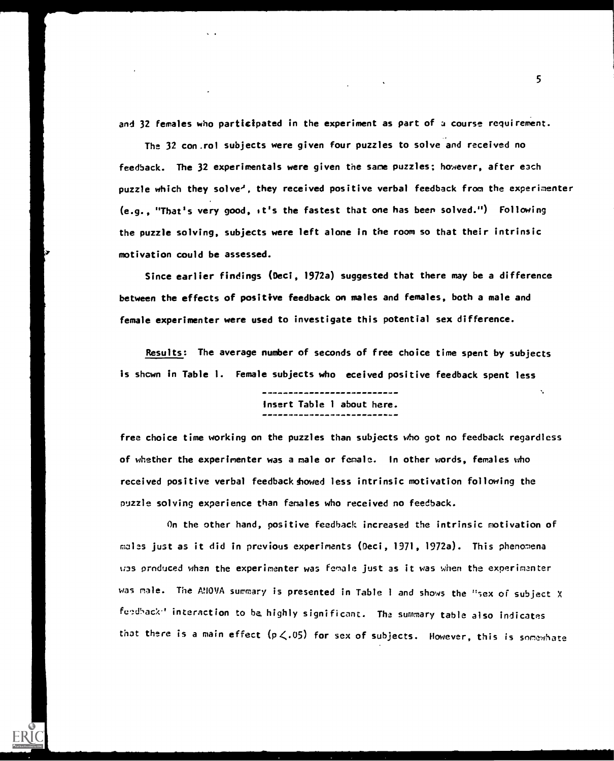and 32 females who participated in the experiment as part of a course requirement.

The 32 control subjects were given four puzzles to solve and received no feedback. The 32 experimentals were given the same puzzles; however, after each puzzle which they solved, they received positive verbal feedback from the experimenter (e.g., "That's very good, it's the fastest that one has been solved.") Following the puzzle solving, subjects were left alone in the room so that their intrinsic motivation could be assessed.

Since earlier findings (Deci, 1972a) suggested that there may be a difference between the effects of positive feedback on males and females, both a male and female experimenter were used to investigate this potential sex difference.

Results: The average number of seconds of free choice time spent by subjects is shown in Table 1. Female subjects who eceived positive feedback spent less

---

Insert Table 1 about here.

---

free choice time working on the puzzles than subjects who got no feedback regardless of whether the experimenter was a male or female. In other words, females who received positive verbal feedback showed less intrinsic motivation following the puzzle solving experience than females who received no feedback.

On the other hand, positive feedback increased the intrinsic motivation of males just as it did in previous experiments (Deci, 1971, 1972a). This phenomena was produced when the experimenter was female just as it was when the experimenter was male. The ANOVA summary is presented in Table 1 and shows the "sex of subject X feedback" interaction to be highly significant. The summary table also indicates that there is a main effect ($p < .05$) for sex of subjects. However, this is somewhate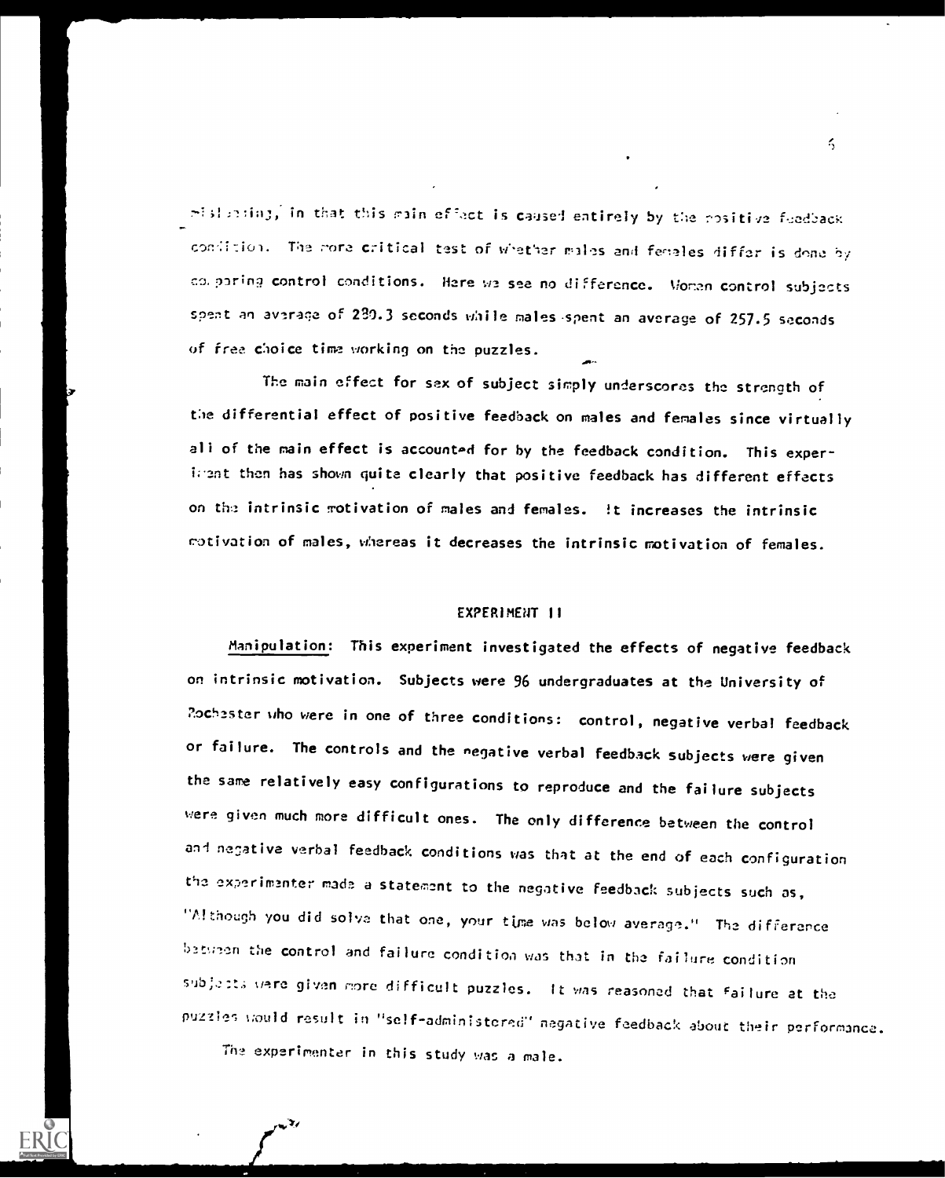misleading, in that this main effect is caused entirely by the positive feedback condition. The more critical test of whether males and females differ is done by comparing control conditions. Here we see no difference. Women control subjects spent an average of 280.3 seconds while males spent an average of 257.5 seconds of free choice time working on the puzzles.

The main effect for sex of subject simply underscores the strength of the differential effect of positive feedback on males and females since virtually all of the main effect is accounted for by the feedback condition. This experiment then has shown quite clearly that positive feedback has different effects on the intrinsic motivation of males and females. It increases the intrinsic motivation of males, whereas it decreases the intrinsic motivation of females.

## EXPERIMENT II

Manipulation: This experiment investigated the effects of negative feedback on intrinsic motivation. Subjects were 96 undergraduates at the University of Rochester who were in one of three conditions: control, negative verbal feedback or failure. The controls and the negative verbal feedback subjects were given the same relatively easy configurations to reproduce and the failure subjects were given much more difficult ones. The only difference between the control and negative verbal feedback conditions was that at the end of each configuration the experimenter made a statement to the negative feedback subjects such as, "Although you did solve that one, your time was below average." The difference between the control and failure condition was that in the failure condition subjects were given more difficult puzzles. It was reasoned that failure at the puzzles would result in "self-administered" negative feedback about their performance. The experimenter in this study was a male.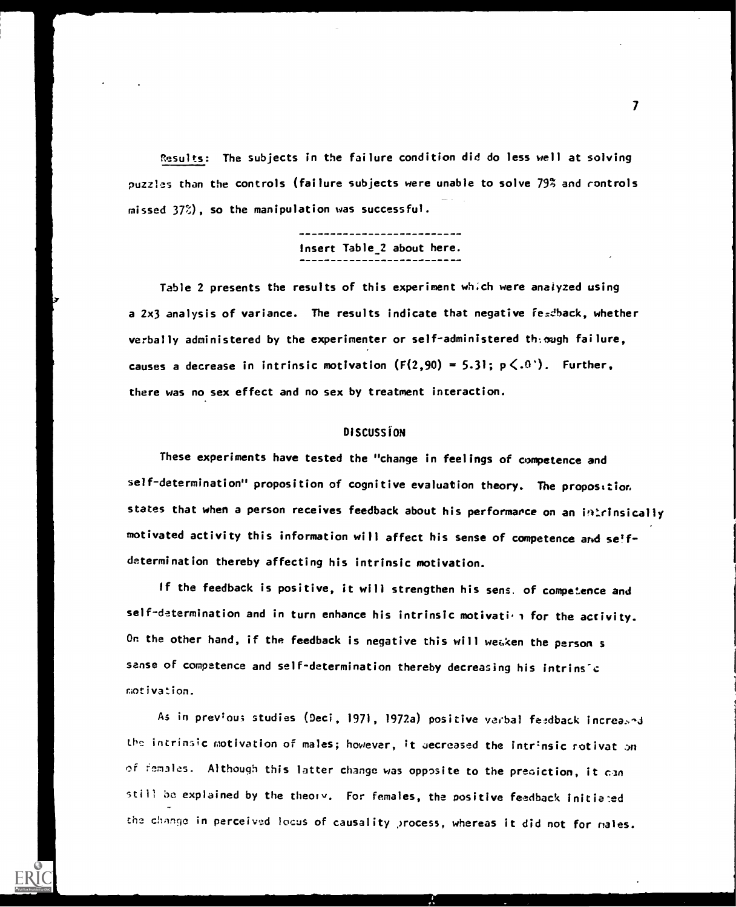Results: The subjects in the failure condition did do less well at solving puzzles than the controls (failure subjects were unable to solve 79% and controls missed 37%), so the manipulation was successful.

---

Insert Table 2 about here.

---

Table 2 presents the results of this experiment which were analyzed using a 2x3 analysis of variance. The results indicate that negative feedback, whether verbally administered by the experimenter or self-administered through failure, causes a decrease in intrinsic motivation ($F(2,90) = 5.31$; $p < .01$). Further, there was no sex effect and no sex by treatment interaction.

## DISCUSSION

These experiments have tested the "change in feelings of competence and self-determination" proposition of cognitive evaluation theory. The proposition states that when a person receives feedback about his performance on an intrinsically motivated activity this information will affect his sense of competence and self-determination thereby affecting his intrinsic motivation.

If the feedback is positive, it will strengthen his sense of competence and self-determination and in turn enhance his intrinsic motivation for the activity. On the other hand, if the feedback is negative this will weaken the person's sense of competence and self-determination thereby decreasing his intrinsic motivation.

As in previous studies (Deci, 1971, 1972a) positive verbal feedback increased the intrinsic motivation of males; however, it decreased the intrinsic motivation of females. Although this latter change was opposite to the prediction, it can still be explained by the theory. For females, the positive feedback initiated the change in perceived locus of causality process, whereas it did not for males.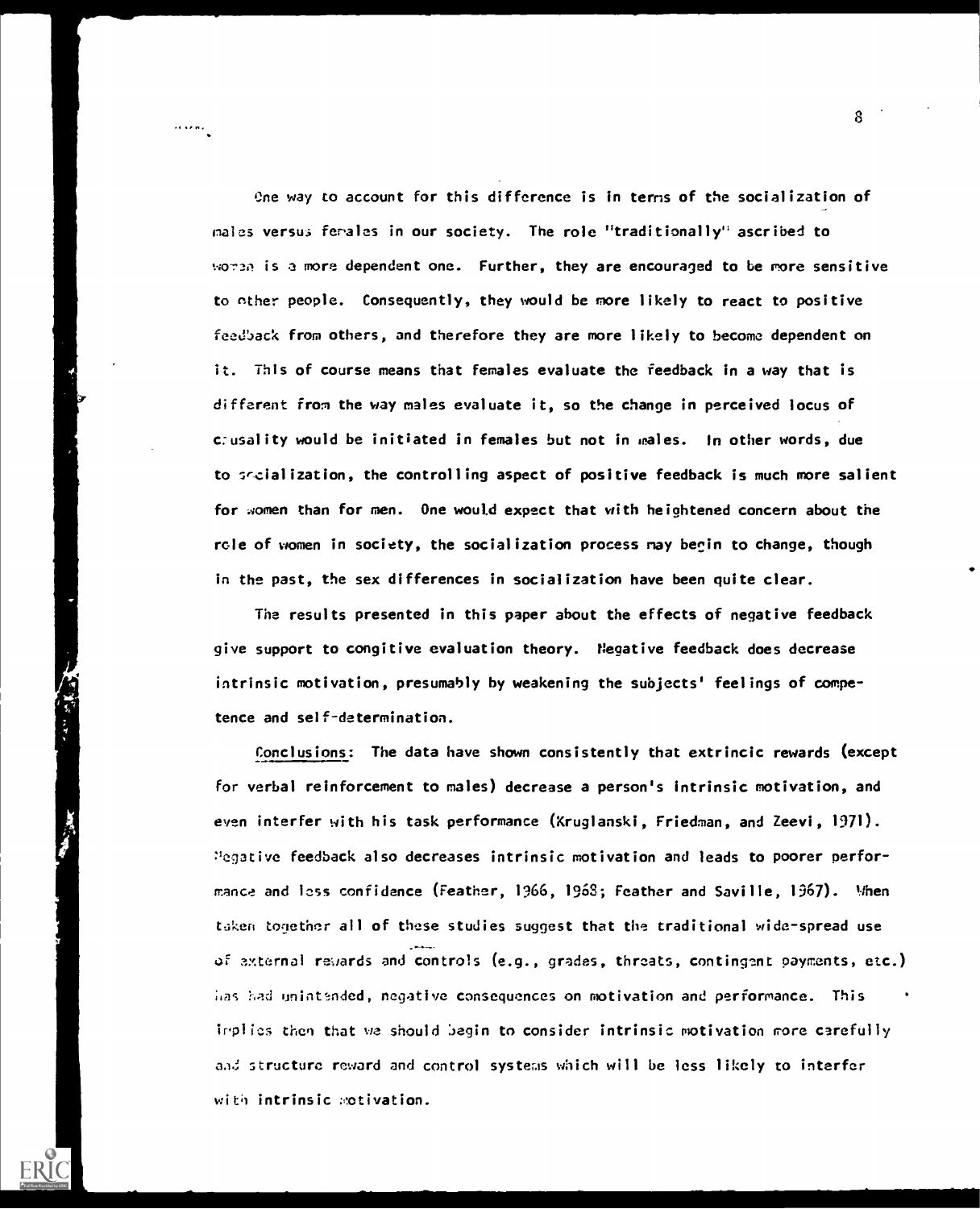One way to account for this difference is in terms of the socialization of males versus females in our society. The role "traditionally" ascribed to women is a more dependent one. Further, they are encouraged to be more sensitive to other people. Consequently, they would be more likely to react to positive feedback from others, and therefore they are more likely to become dependent on it. This of course means that females evaluate the feedback in a way that is different from the way males evaluate it, so the change in perceived locus of causality would be initiated in females but not in males. In other words, due to socialization, the controlling aspect of positive feedback is much more salient for women than for men. One would expect that with heightened concern about the role of women in society, the socialization process may begin to change, though in the past, the sex differences in socialization have been quite clear.

The results presented in this paper about the effects of negative feedback give support to congitive evaluation theory. Negative feedback does decrease intrinsic motivation, presumably by weakening the subjects' feelings of competence and self-determination.

Conclusions: The data have shown consistently that extrincic rewards (except for verbal reinforcement to males) decrease a person's intrinsic motivation, and even interfer with his task performance (Kruglanski, Friedman, and Zeevi, 1971). Negative feedback also decreases intrinsic motivation and leads to poorer performance and less confidence (Feather, 1966, 1968; Feather and Saville, 1967). When taken together all of these studies suggest that the traditional wide-spread use of external rewards and controls (e.g., grades, threats, contingent payments, etc.) has had unintended, negative consequences on motivation and performance. This implies then that we should begin to consider intrinsic motivation more carefully and structure reward and control systems which will be less likely to interfer with intrinsic motivation.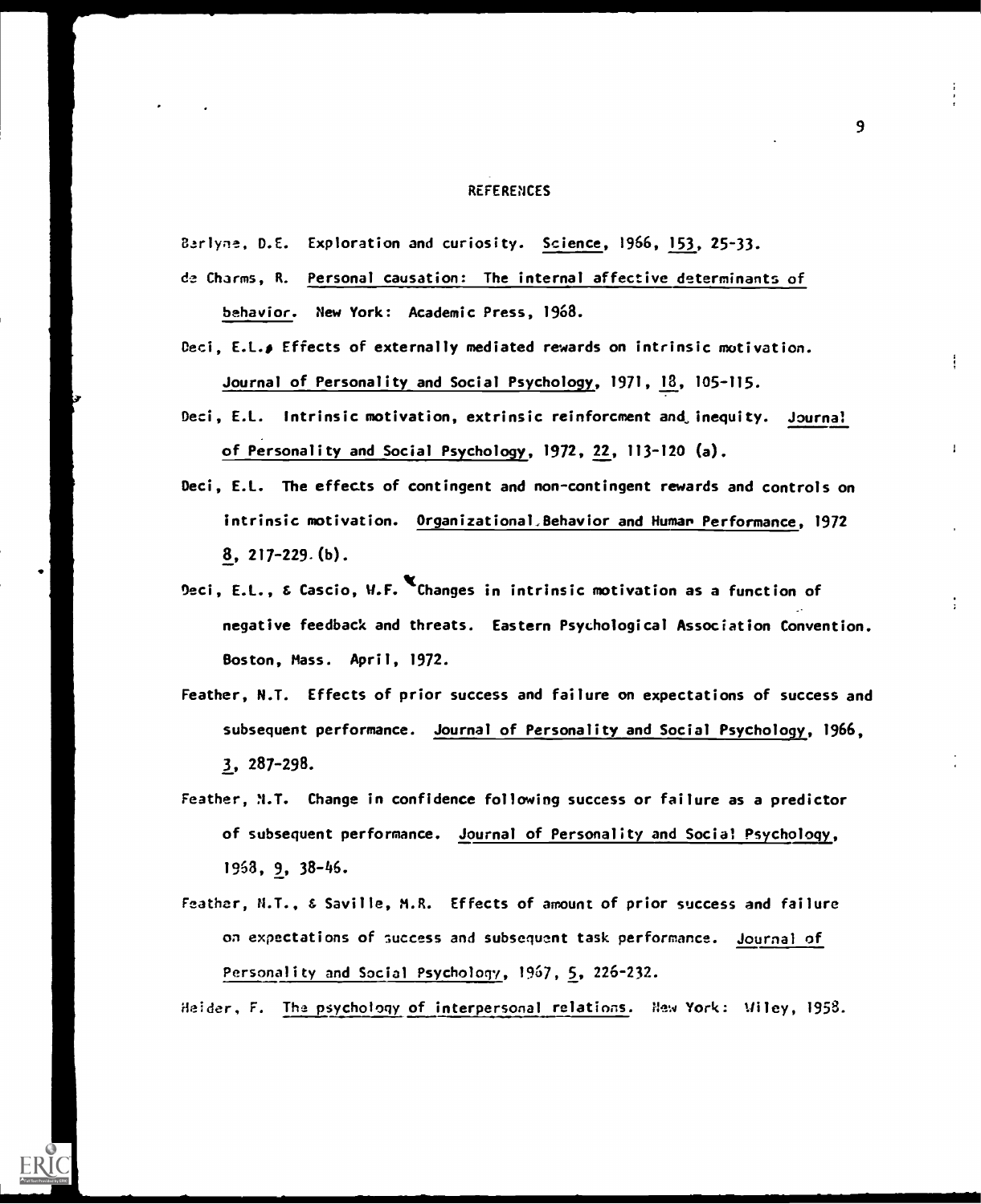## REFERENCES

Berlyne, D.E. Exploration and curiosity. Science, 1966, 153, 25-33.

de Charms, R. Personal causation: The internal affective determinants of behavior. New York: Academic Press, 1968.

Deci, E.L. Effects of externally mediated rewards on intrinsic motivation. Journal of Personality and Social Psychology, 1971, 18, 105-115.

Deci, E.L. Intrinsic motivation, extrinsic reinforcement and inequity. Journal of Personality and Social Psychology, 1972, 22, 113-120 (a).

Deci, E.L. The effects of contingent and non-contingent rewards and controls on intrinsic motivation. Organizational Behavior and Human Performance, 1972 8, 217-229. (b).

Deci, E.L., & Cascio, W.F. Changes in intrinsic motivation as a function of negative feedback and threats. Eastern Psychological Association Convention. Boston, Mass. April, 1972.

Feather, N.T. Effects of prior success and failure on expectations of success and subsequent performance. Journal of Personality and Social Psychology, 1966, 3, 287-298.

Feather, N.T. Change in confidence following success or failure as a predictor of subsequent performance. Journal of Personality and Social Psychology, 1968, 9, 38-46.

Feather, N.T., & Saville, M.R. Effects of amount of prior success and failure on expectations of success and subsequent task performance. Journal of Personality and Social Psychology, 1967, 5, 226-232.

Heider, F. The psychology of interpersonal relations. New York: Wiley, 1958.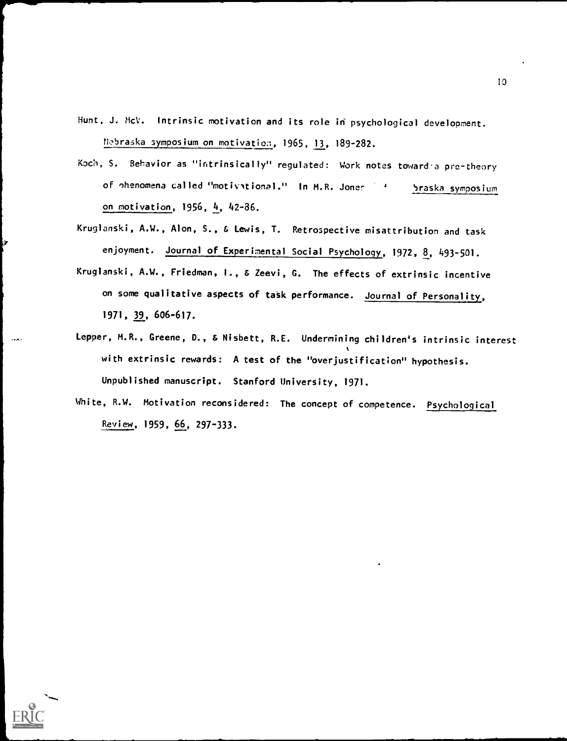Hunt, J. McV. Intrinsic motivation and its role in psychological development. Nebraska symposium on motivation, 1965, 13, 189-282.

Koch, S. Behavior as "intrinsically" regulated: Work notes toward a pre-theory of phenomena called "motivational." In M.R. Jones (Ed.), Nebraska symposium on motivation, 1956, 4, 42-86.

Kruglanski, A.W., Alon, S., & Lewis, T. Retrospective misattribution and task enjoyment. Journal of Experimental Social Psychology, 1972, 8, 493-501.

Kruglanski, A.W., Friedman, I., & Zeevi, G. The effects of extrinsic incentive on some qualitative aspects of task performance. Journal of Personality, 1971, 39, 606-617.

Lepper, M.R., Greene, D., & Nisbett, R.E. Undermining children's intrinsic interest with extrinsic rewards: A test of the "overjustification" hypothesis. Unpublished manuscript. Stanford University, 1971.

White, R.W. Motivation reconsidered: The concept of competence. Psychological Review, 1959, 66, 297-333.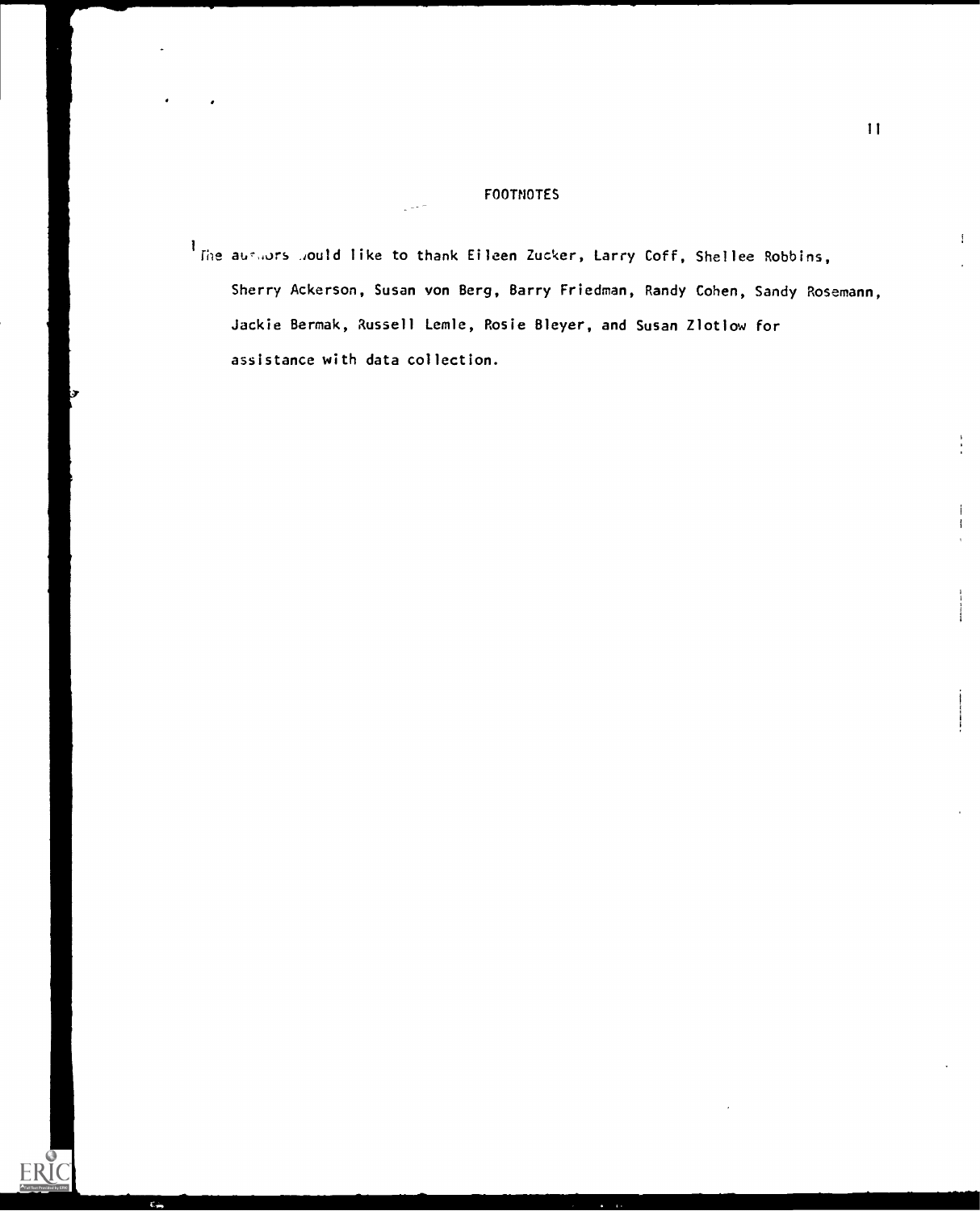# FOOTNOTES

[1] The authors would like to thank Eileen Zucker, Larry Coff, Shellee Robbins, Sherry Ackerson, Susan von Berg, Barry Friedman, Randy Cohen, Sandy Rosemann, Jackie Bermak, Russell Lemle, Rosie Bleyer, and Susan Zlotlow for assistance with data collection.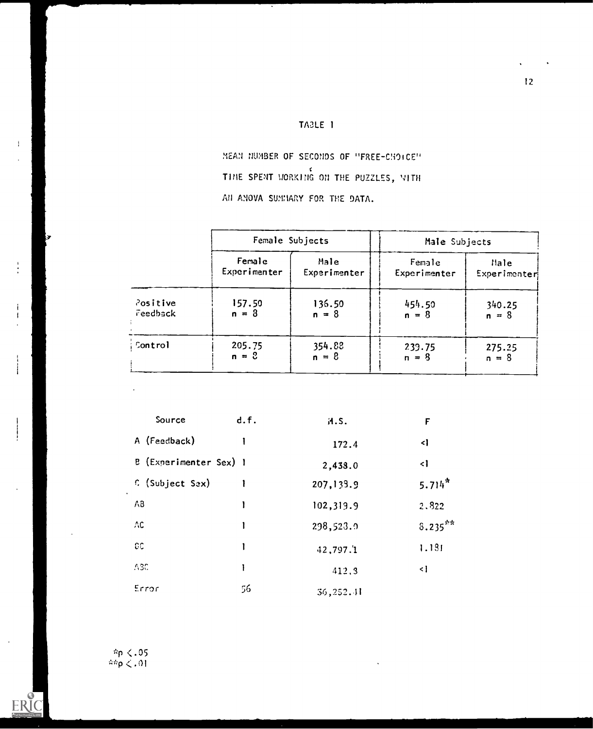# TABLE 1

MEAN NUMBER OF SECONDS OF "FREE-CHOICE" TIME SPENT WORKING ON THE PUZZLES, WITH AN ANOVA SUMMARY FOR THE DATA.

| | Female Subjects | | Male Subjects | |
|---|---|---|---|---|
| | Female Experimenter | Male Experimenter | Female Experimenter | Male Experimenter |
| Positive Feedback | 157.50 n = 8 | 136.50 n = 8 | 454.50 n = 8 | 340.25 n = 8 |
| Control | 205.75 n = 8 | 354.88 n = 8 | 239.75 n = 8 | 275.25 n = 8 |

| Source | d.f. | M.S. | F |
|---|---|---|---|
| A (Feedback) | 1 | 172.4 | <1 |
| B (Experimenter Sex) | 1 | 2,438.0 | <1 |
| C (Subject Sex) | 1 | 207,139.9 | 5.714* |
| AB | 1 | 102,319.9 | 2.822 |
| AC | 1 | 298,528.0 | 8.235** |
| BC | 1 | 42,797.1 | 1.181 |
| ABC | 1 | 412.3 | <1 |
| Error | 56 | 36,252.41 | |

*$p < .05$
**$p < .01$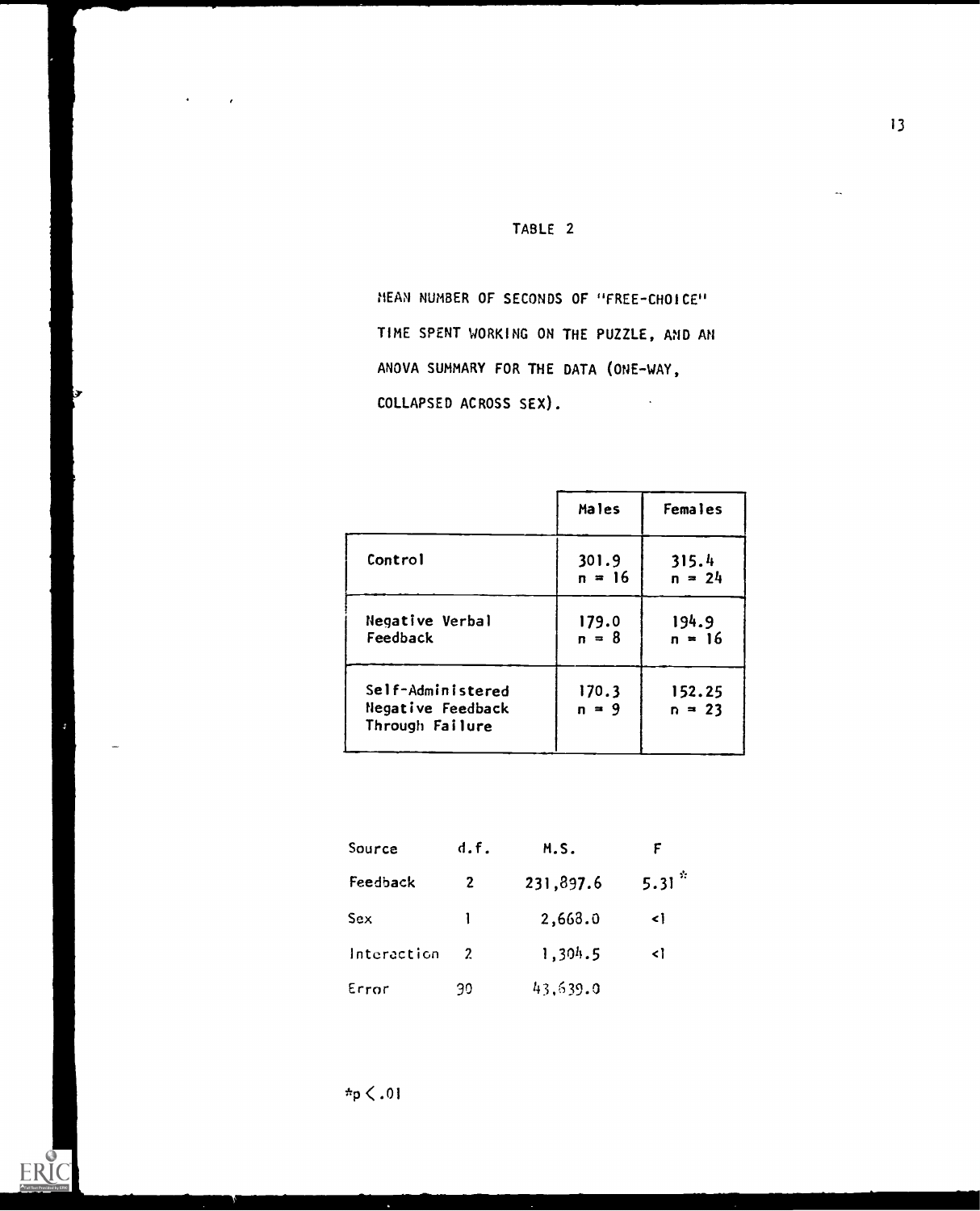TABLE 2

MEAN NUMBER OF SECONDS OF "FREE-CHOICE" TIME SPENT WORKING ON THE PUZZLE, AND AN ANOVA SUMMARY FOR THE DATA (ONE-WAY, COLLAPSED ACROSS SEX).

| | Males | Females |
|---|---|---|
| Control | 301.9<br>n = 16 | 315.4<br>n = 24 |
| Negative Verbal Feedback | 179.0<br>n = 8 | 194.9<br>n = 16 |
| Self-Administered Negative Feedback Through Failure | 170.3<br>n = 9 | 152.25<br>n = 23 |

| Source | d.f. | M.S. | F |
|---|---|---|---|
| Feedback | 2 | 231,897.6 | 5.31* |
| Sex | 1 | 2,668.0 | <1 |
| Interaction | 2 | 1,304.5 | <1 |
| Error | 90 | 43,639.0 | |

*$p < .01$